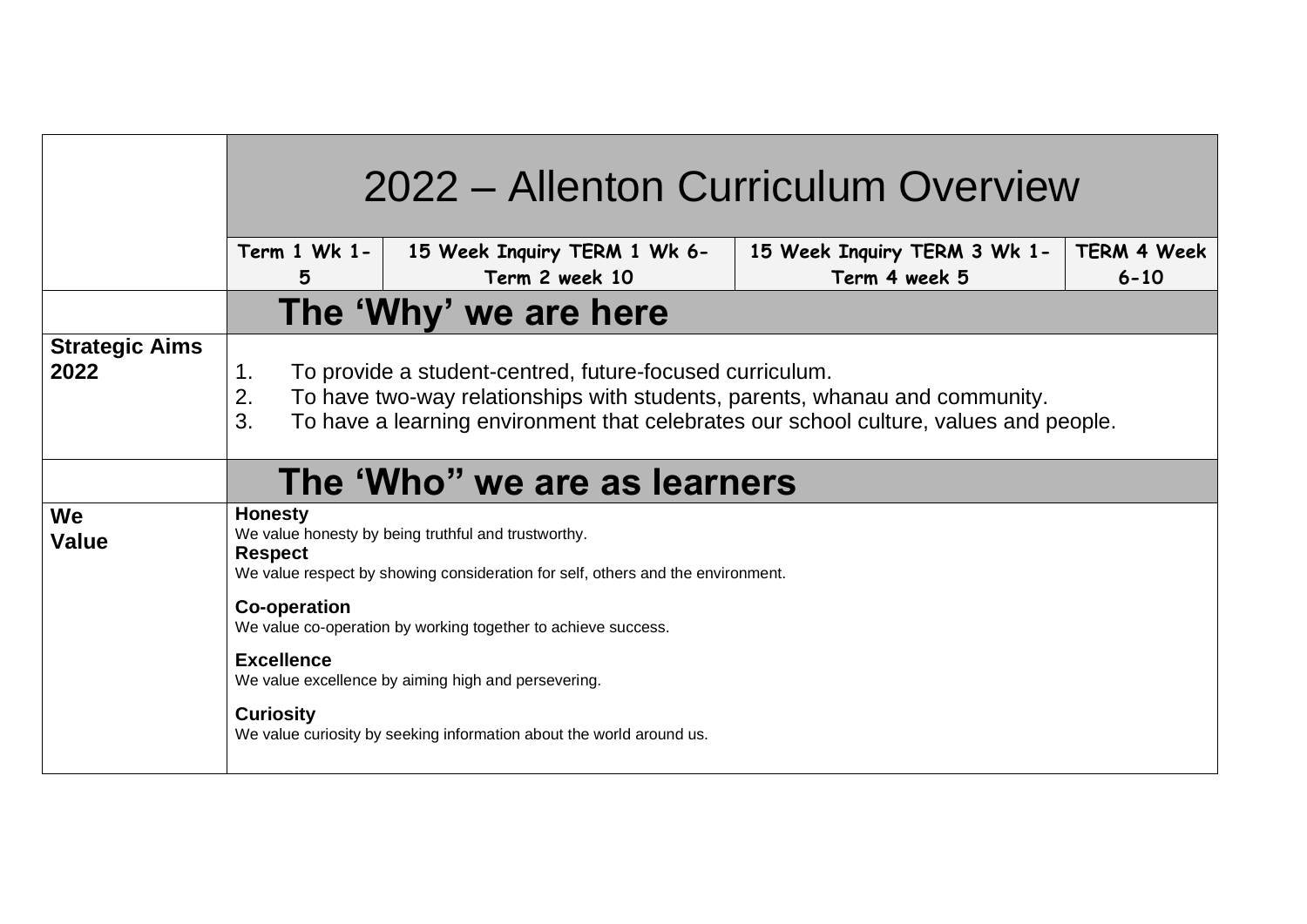| | 2022 – Allenton Curriculum Overview | | | |
|---|---|---|---|---|
| | **Term 1 Wk 1-5** | **15 Week Inquiry TERM 1 Wk 6-Term 2 week 10** | **15 Week Inquiry TERM 3 Wk 1-Term 4 week 5** | **TERM 4 Week 6-10** |
| | **The 'Why' we are here** | | | |
| **Strategic Aims 2022** | 1. To provide a student-centred, future-focused curriculum.<br>2. To have two-way relationships with students, parents, whanau and community.<br>3. To have a learning environment that celebrates our school culture, values and people. | | | |
| | **The 'Who" we are as learners** | | | |
| **We Value** | **Honesty**<br>We value honesty by being truthful and trustworthy.<br>**Respect**<br>We value respect by showing consideration for self, others and the environment.<br>**Co-operation**<br>We value co-operation by working together to achieve success.<br>**Excellence**<br>We value excellence by aiming high and persevering.<br>**Curiosity**<br>We value curiosity by seeking information about the world around us. | | | |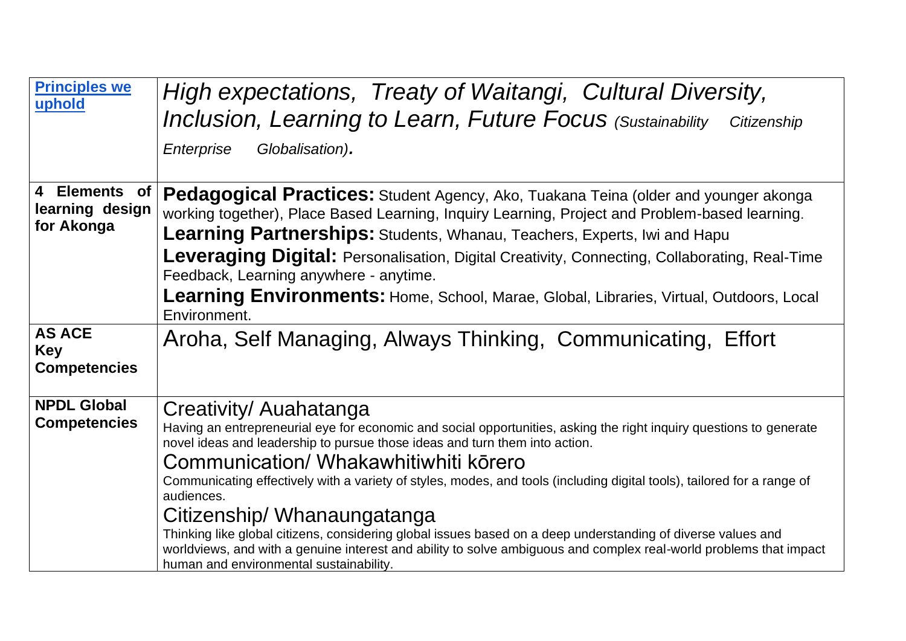| | |
|---|---|
| [Principles we uphold]() | *High expectations, Treaty of Waitangi, Cultural Diversity, Inclusion, Learning to Learn, Future Focus (Sustainability Citizenship Enterprise Globalisation)***.** |
| **4 Elements of learning design for Akonga** | **Pedagogical Practices:** Student Agency, Ako, Tuakana Teina (older and younger akonga working together), Place Based Learning, Inquiry Learning, Project and Problem-based learning.<br>**Learning Partnerships:** Students, Whanau, Teachers, Experts, Iwi and Hapu<br>**Leveraging Digital:** Personalisation, Digital Creativity, Connecting, Collaborating, Real-Time Feedback, Learning anywhere - anytime.<br>**Learning Environments:** Home, School, Marae, Global, Libraries, Virtual, Outdoors, Local Environment. |
| **AS ACE Key Competencies** | Aroha, Self Managing, Always Thinking, Communicating, Effort |
| **NPDL Global Competencies** | Creativity/ Auahatanga<br>Having an entrepreneurial eye for economic and social opportunities, asking the right inquiry questions to generate novel ideas and leadership to pursue those ideas and turn them into action.<br>Communication/ Whakawhitiwhiti kōrero<br>Communicating effectively with a variety of styles, modes, and tools (including digital tools), tailored for a range of audiences.<br>Citizenship/ Whanaungatanga<br>Thinking like global citizens, considering global issues based on a deep understanding of diverse values and worldviews, and with a genuine interest and ability to solve ambiguous and complex real-world problems that impact human and environmental sustainability. |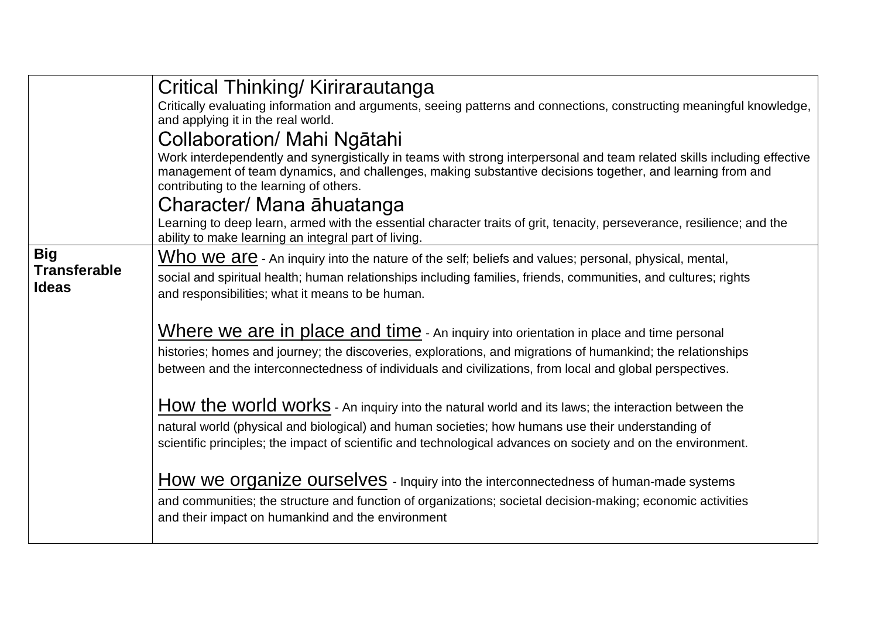| | |
|---|---|
| | Critical Thinking/ Kirirarautanga<br>Critically evaluating information and arguments, seeing patterns and connections, constructing meaningful knowledge, and applying it in the real world.<br>Collaboration/ Mahi Ngātahi<br>Work interdependently and synergistically in teams with strong interpersonal and team related skills including effective management of team dynamics, and challenges, making substantive decisions together, and learning from and contributing to the learning of others.<br>Character/ Mana āhuatanga<br>Learning to deep learn, armed with the essential character traits of grit, tenacity, perseverance, resilience; and the ability to make learning an integral part of living. |
| **Big Transferable Ideas** | Who we are - An inquiry into the nature of the self; beliefs and values; personal, physical, mental, social and spiritual health; human relationships including families, friends, communities, and cultures; rights and responsibilities; what it means to be human.<br><br>Where we are in place and time - An inquiry into orientation in place and time personal histories; homes and journey; the discoveries, explorations, and migrations of humankind; the relationships between and the interconnectedness of individuals and civilizations, from local and global perspectives.<br><br>How the world works - An inquiry into the natural world and its laws; the interaction between the natural world (physical and biological) and human societies; how humans use their understanding of scientific principles; the impact of scientific and technological advances on society and on the environment.<br><br>How we organize ourselves - Inquiry into the interconnectedness of human-made systems and communities; the structure and function of organizations; societal decision-making; economic activities and their impact on humankind and the environment |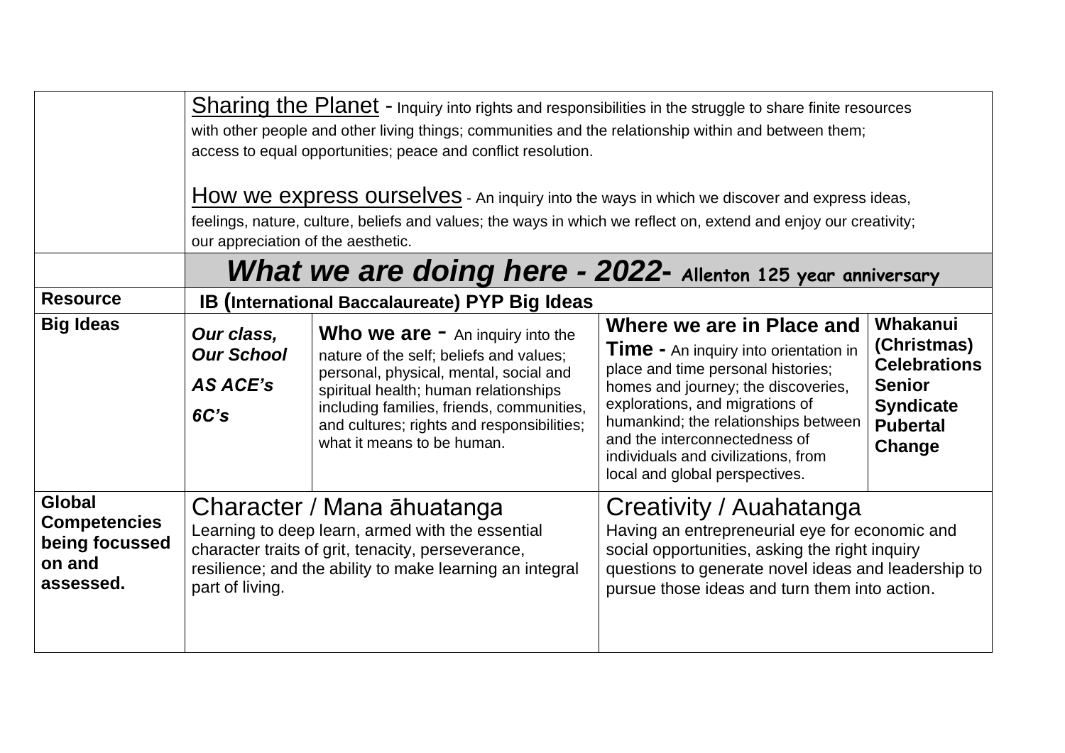| | | | | |
|---|---|---|---|---|
| | Sharing the Planet - Inquiry into rights and responsibilities in the struggle to share finite resources with other people and other living things; communities and the relationship within and between them; access to equal opportunities; peace and conflict resolution.<br><br>How we express ourselves - An inquiry into the ways in which we discover and express ideas, feelings, nature, culture, beliefs and values; the ways in which we reflect on, extend and enjoy our creativity; our appreciation of the aesthetic. | | | |
| | ***What we are doing here - 2022-* Allenton 125 year anniversary** | | | |
| **Resource** | **IB (International Baccalaureate) PYP Big Ideas** | | | |
| **Big Ideas** | ***Our class, Our School***<br><br>***AS ACE's***<br><br>***6C's*** | **Who we are** - An inquiry into the nature of the self; beliefs and values; personal, physical, mental, social and spiritual health; human relationships including families, friends, communities, and cultures; rights and responsibilities; what it means to be human. | **Where we are in Place and Time** - An inquiry into orientation in place and time personal histories; homes and journey; the discoveries, explorations, and migrations of humankind; the relationships between and the interconnectedness of individuals and civilizations, from local and global perspectives. | **Whakanui (Christmas) Celebrations Senior Syndicate Pubertal Change** |
| **Global Competencies being focussed on and assessed.** | Character / Mana āhuatanga<br>Learning to deep learn, armed with the essential character traits of grit, tenacity, perseverance, resilience; and the ability to make learning an integral part of living. | | Creativity / Auahatanga<br>Having an entrepreneurial eye for economic and social opportunities, asking the right inquiry questions to generate novel ideas and leadership to pursue those ideas and turn them into action. | |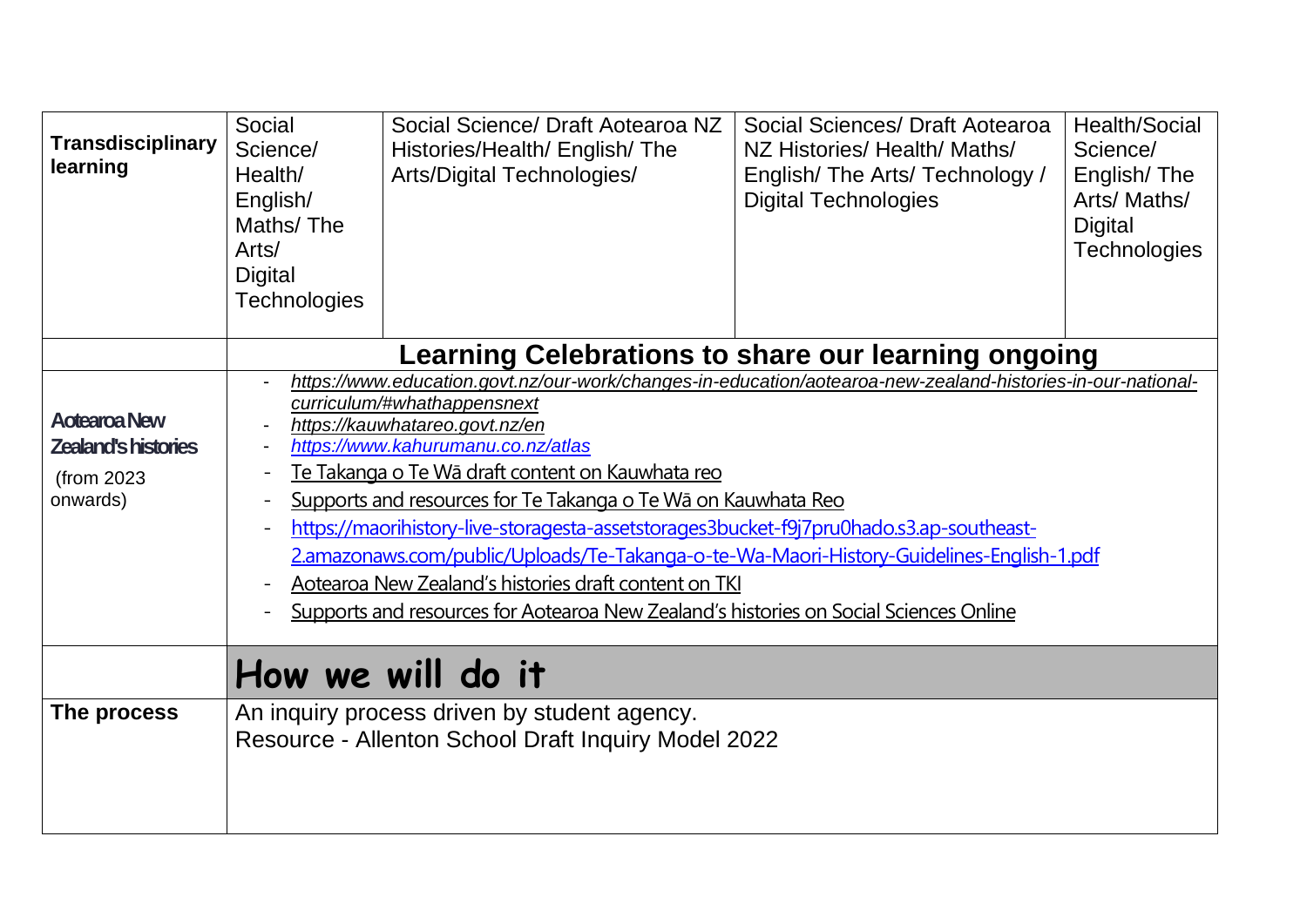| **Transdisciplinary learning** | Social Science/ Health/ English/ Maths/ The Arts/ Digital Technologies | Social Science/ Draft Aotearoa NZ Histories/Health/ English/ The Arts/Digital Technologies/ | Social Sciences/ Draft Aotearoa NZ Histories/ Health/ Maths/ English/ The Arts/ Technology / Digital Technologies | Health/Social Science/ English/ The Arts/ Maths/ Digital Technologies |
|---|---|---|---|---|
| | **Learning Celebrations to share our learning ongoing** | | | |
| **Aotearoa New Zealand's histories** (from 2023 onwards) | - *https://www.education.govt.nz/our-work/changes-in-education/aotearoa-new-zealand-histories-in-our-national-curriculum/#whathappensnext*<br>- *https://kauwhatareo.govt.nz/en*<br>- *https://www.kahurumanu.co.nz/atlas*<br>- Te Takanga o Te Wā draft content on Kauwhata reo<br>- Supports and resources for Te Takanga o Te Wā on Kauwhata Reo<br>- https://maorihistory-live-storagesta-assetstorages3bucket-f9j7pru0hado.s3.ap-southeast-2.amazonaws.com/public/Uploads/Te-Takanga-o-te-Wa-Maori-History-Guidelines-English-1.pdf<br>- Aotearoa New Zealand's histories draft content on TKI<br>- Supports and resources for Aotearoa New Zealand's histories on Social Sciences Online | | | |
| | **How we will do it** | | | |
| **The process** | An inquiry process driven by student agency.<br>Resource - Allenton School Draft Inquiry Model 2022 | | | |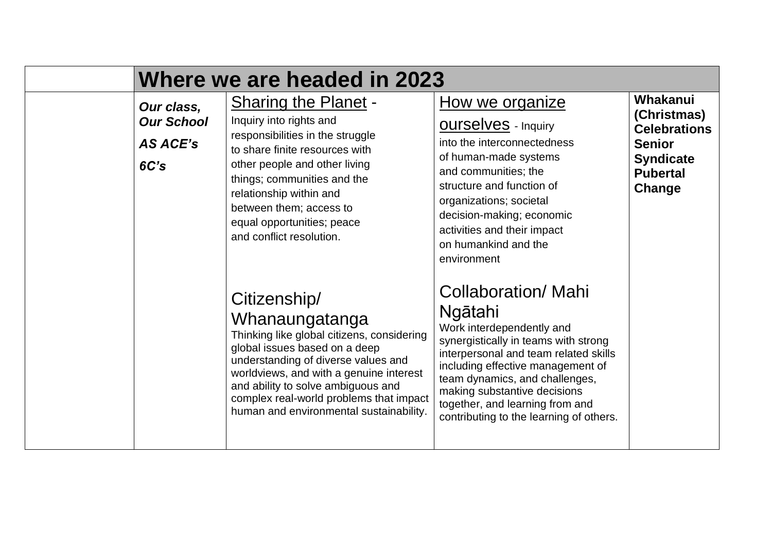| | Where we are headed in 2023 | | | |
|---|---|---|---|---|
| | ***Our class, Our School*** <br><br> ***AS ACE's*** <br><br> ***6C's*** | <u>Sharing the Planet</u> - Inquiry into rights and responsibilities in the struggle to share finite resources with other people and other living things; communities and the relationship within and between them; access to equal opportunities; peace and conflict resolution. <br><br> Citizenship/ Whanaungatanga <br> Thinking like global citizens, considering global issues based on a deep understanding of diverse values and worldviews, and with a genuine interest and ability to solve ambiguous and complex real-world problems that impact human and environmental sustainability. | <u>How we organize ourselves</u> - Inquiry into the interconnectedness of human-made systems and communities; the structure and function of organizations; societal decision-making; economic activities and their impact on humankind and the environment <br><br> Collaboration/ Mahi Ngātahi <br> Work interdependently and synergistically in teams with strong interpersonal and team related skills including effective management of team dynamics, and challenges, making substantive decisions together, and learning from and contributing to the learning of others. | **Whakanui (Christmas) Celebrations Senior Syndicate Pubertal Change** |